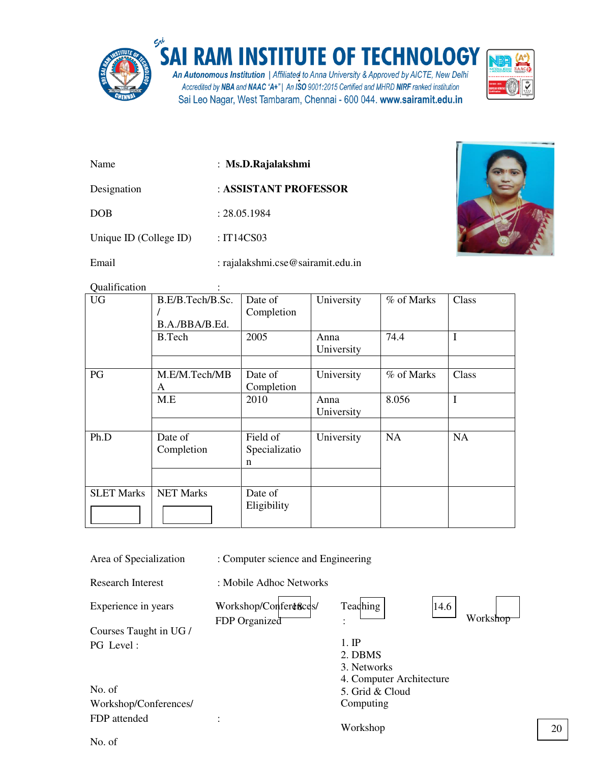# SAI RAM INSTITUTE OF TECHNOLOGY

An Autonomous Institution | Affiliated to Anna University & Approved by AICTE, New Delhi
Accredited by NBA and NAAC "A+" | An ISO 9001:2015 Certified and MHRD NIRF ranked institution
Sai Leo Nagar, West Tambaram, Chennai - 600 044. www.sairamit.edu.in

Name : **Ms.D.Rajalakshmi**

Designation : **ASSISTANT PROFESSOR**

DOB : 28.05.1984

Unique ID (College ID) : IT14CS03

Email : rajalakshmi.cse@sairamit.edu.in

Qualification :

| UG | B.E/B.Tech/B.Sc. / B.A./BBA/B.Ed. | Date of Completion | University | % of Marks | Class |
|---|---|---|---|---|---|
| | B.Tech | 2005 | Anna University | 74.4 | I |
| | | | | | |
| PG | M.E/M.Tech/MBA | Date of Completion | University | % of Marks | Class |
| | M.E | 2010 | Anna University | 8.056 | I |
| | | | | | |
| Ph.D | Date of Completion | Field of Specialization | University | NA | NA |
| | | | | | |
| SLET Marks | NET Marks | Date of Eligibility | | | |

Area of Specialization : Computer science and Engineering

Research Interest : Mobile Adhoc Networks

Experience in years : Teaching : 14.6

Courses Taught in UG / PG Level :

1. IP
2. DBMS
3. Networks
4. Computer Architecture
5. Grid & Cloud Computing

No. of Workshop/Conferences/ FDP attended : Workshop 20

No. of Workshop/Conferences/ FDP Organized : Workshop 18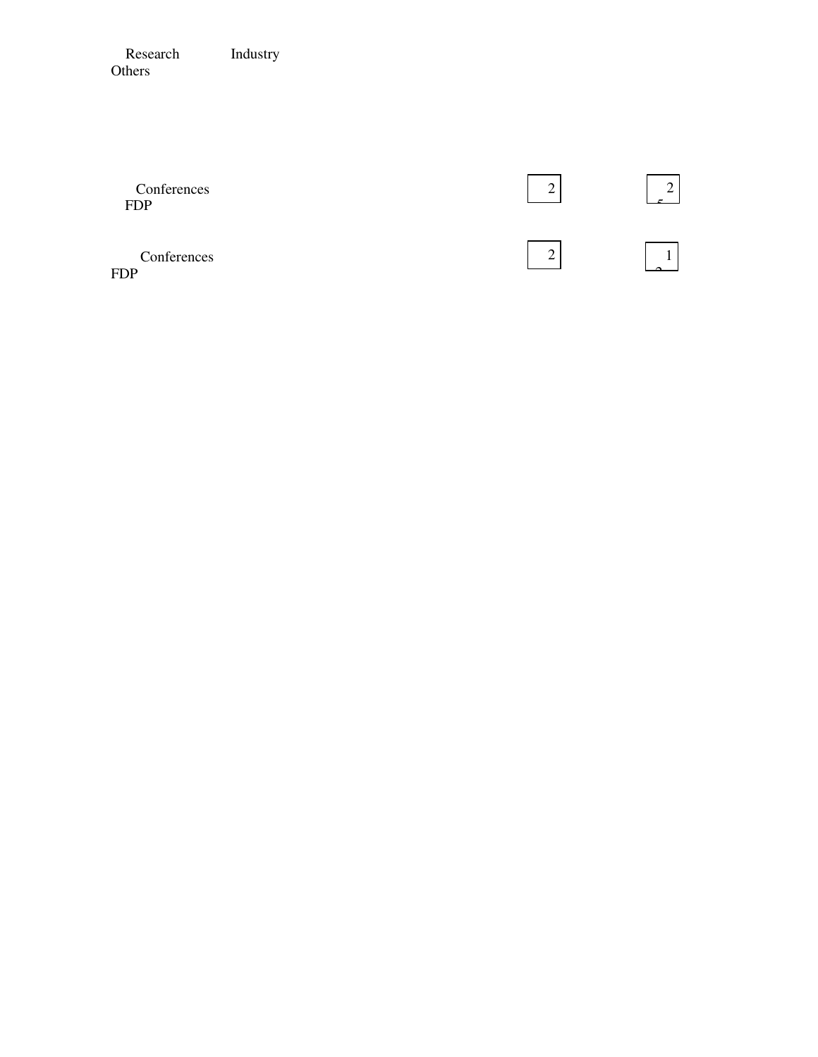Research Industry
Others

Conferences
FDP

2

2
5

Conferences
FDP

2

1
2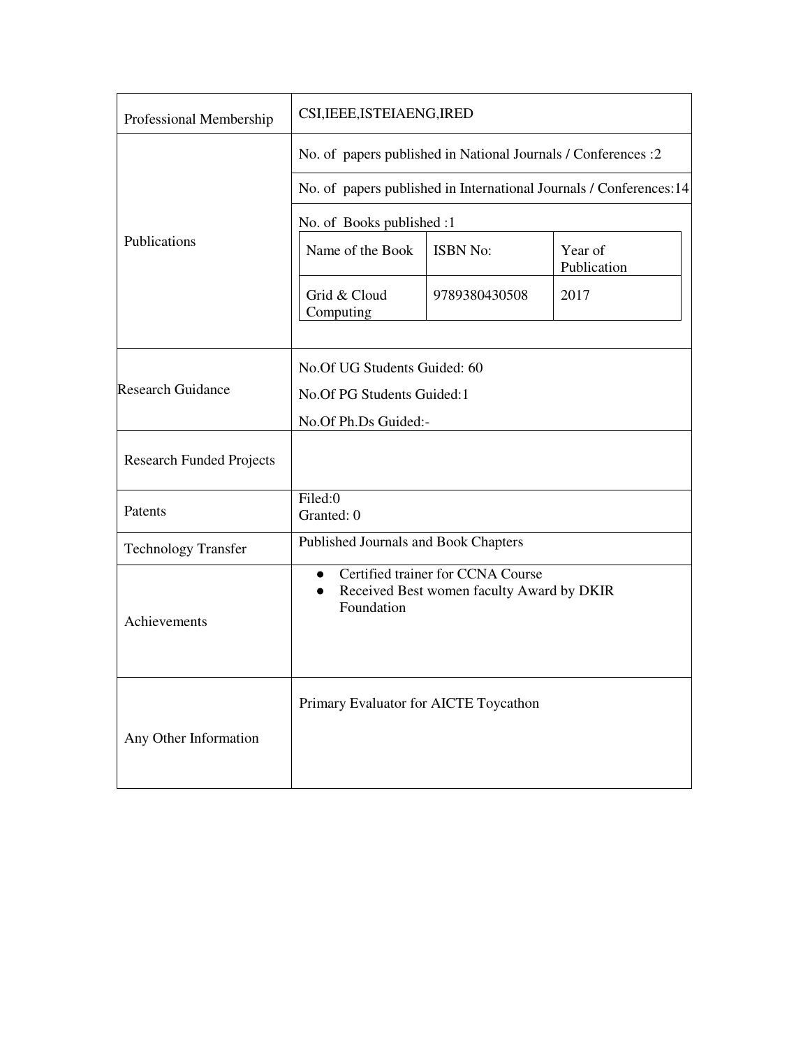| | |
|---|---|
| Professional Membership | CSI,IEEE,ISTEIAENG,IRED |
| Publications | No. of papers published in National Journals / Conferences :2<br>No. of papers published in International Journals / Conferences:14<br>No. of Books published :1<br>Name of the Book: Grid & Cloud Computing; ISBN No: 9789380430508; Year of Publication: 2017 |
| Research Guidance | No.Of UG Students Guided: 60<br>No.Of PG Students Guided:1<br>No.Of Ph.Ds Guided:- |
| Research Funded Projects | |
| Patents | Filed:0<br>Granted: 0 |
| Technology Transfer | Published Journals and Book Chapters |
| Achievements | • Certified trainer for CCNA Course<br>• Received Best women faculty Award by DKIR Foundation |
| Any Other Information | Primary Evaluator for AICTE Toycathon |

| Name of the Book | ISBN No: | Year of Publication |
|---|---|---|
| Grid & Cloud Computing | 9789380430508 | 2017 |